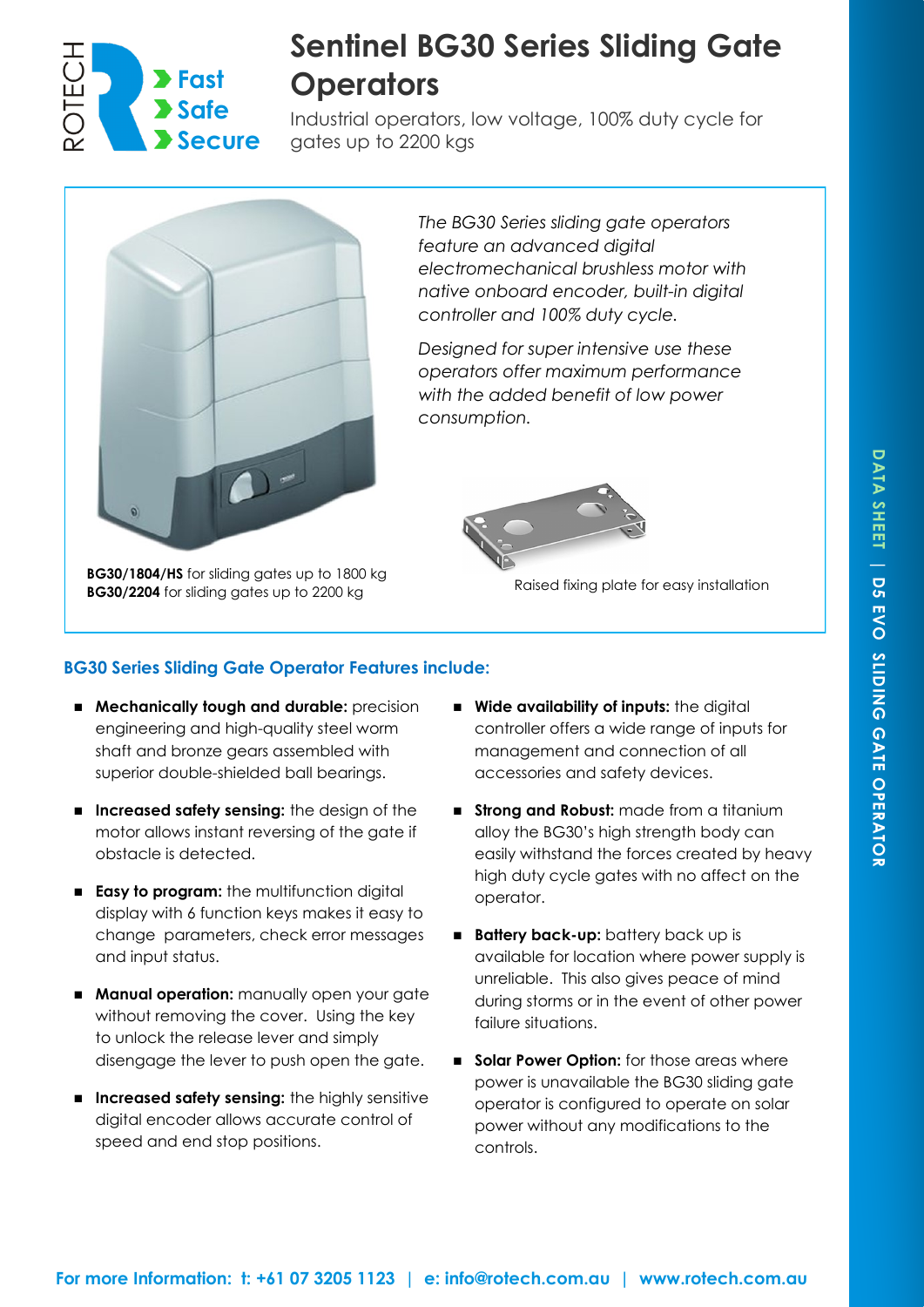ROTECH

Fast
Safe
Secure

# Sentinel BG30 Series Sliding Gate Operators

Industrial operators, low voltage, 100% duty cycle for gates up to 2200 kgs

*The BG30 Series sliding gate operators feature an advanced digital electromechanical brushless motor with native onboard encoder, built-in digital controller and 100% duty cycle.*

*Designed for super intensive use these operators offer maximum performance with the added benefit of low power consumption.*

**BG30/1804/HS** for sliding gates up to 1800 kg
**BG30/2204** for sliding gates up to 2200 kg

Raised fixing plate for easy installation

## BG30 Series Sliding Gate Operator Features include:

- **Mechanically tough and durable:** precision engineering and high-quality steel worm shaft and bronze gears assembled with superior double-shielded ball bearings.
- **Increased safety sensing:** the design of the motor allows instant reversing of the gate if obstacle is detected.
- **Easy to program:** the multifunction digital display with 6 function keys makes it easy to change parameters, check error messages and input status.
- **Manual operation:** manually open your gate without removing the cover. Using the key to unlock the release lever and simply disengage the lever to push open the gate.
- **Increased safety sensing:** the highly sensitive digital encoder allows accurate control of speed and end stop positions.
- **Wide availability of inputs:** the digital controller offers a wide range of inputs for management and connection of all accessories and safety devices.
- **Strong and Robust:** made from a titanium alloy the BG30's high strength body can easily withstand the forces created by heavy high duty cycle gates with no affect on the operator.
- **Battery back-up:** battery back up is available for location where power supply is unreliable. This also gives peace of mind during storms or in the event of other power failure situations.
- **Solar Power Option:** for those areas where power is unavailable the BG30 sliding gate operator is configured to operate on solar power without any modifications to the controls.

**For more Information: t: +61 07 3205 1123 | e: info@rotech.com.au | www.rotech.com.au**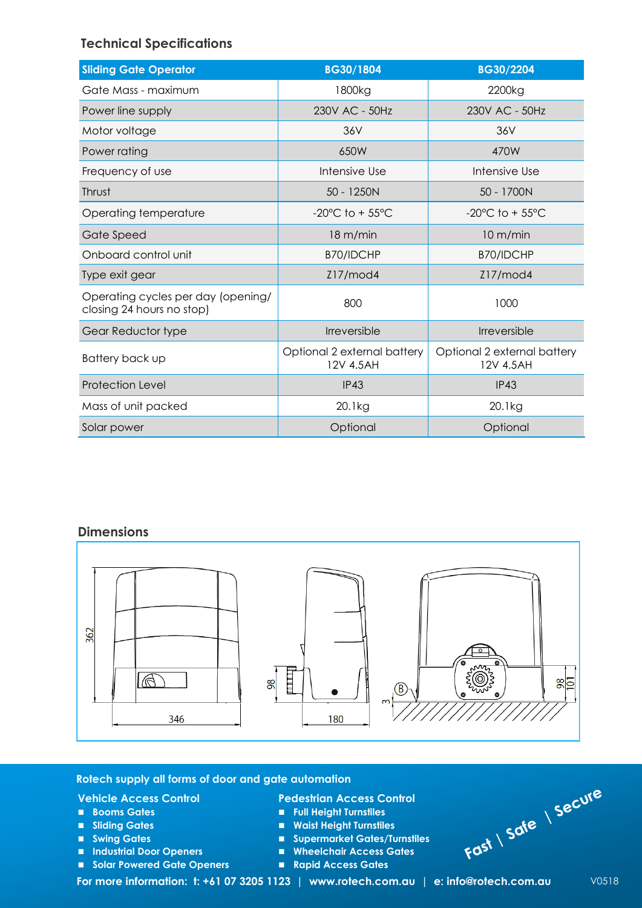## Technical Specifications

| Sliding Gate Operator | BG30/1804 | BG30/2204 |
|---|---|---|
| Gate Mass - maximum | 1800kg | 2200kg |
| Power line supply | 230V AC - 50Hz | 230V AC - 50Hz |
| Motor voltage | 36V | 36V |
| Power rating | 650W | 470W |
| Frequency of use | Intensive Use | Intensive Use |
| Thrust | 50 - 1250N | 50 - 1700N |
| Operating temperature | -20°C to + 55°C | -20°C to + 55°C |
| Gate Speed | 18 m/min | 10 m/min |
| Onboard control unit | B70/IDCHP | B70/IDCHP |
| Type exit gear | Z17/mod4 | Z17/mod4 |
| Operating cycles per day (opening/ closing 24 hours no stop) | 800 | 1000 |
| Gear Reductor type | Irreversible | Irreversible |
| Battery back up | Optional 2 external battery 12V 4.5AH | Optional 2 external battery 12V 4.5AH |
| Protection Level | IP43 | IP43 |
| Mass of unit packed | 20.1kg | 20.1kg |
| Solar power | Optional | Optional |

## Dimensions

362

346

98

180

B

3

98

101

**Rotech supply all forms of door and gate automation**

**Vehicle Access Control**
- Booms Gates
- Sliding Gates
- Swing Gates
- Industrial Door Openers
- Solar Powered Gate Openers

**Pedestrian Access Control**
- Full Height Turnstiles
- Waist Height Turnstiles
- Supermarket Gates/Turnstiles
- Wheelchair Access Gates
- Rapid Access Gates

Fast | Safe | Secure

**For more information: t: +61 07 3205 1123 | www.rotech.com.au | e: info@rotech.com.au**

V0518